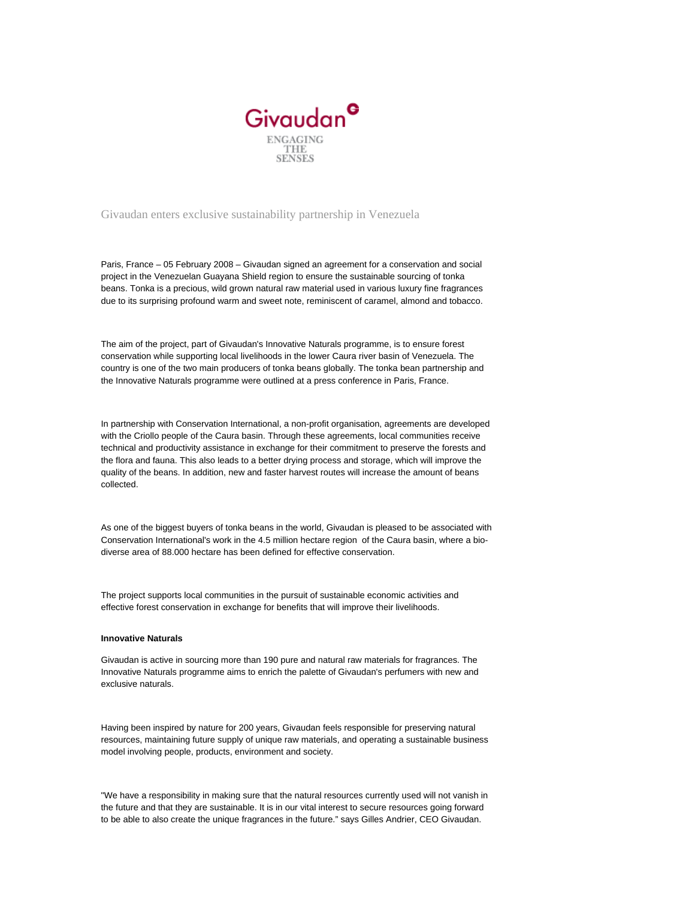Givaudan

ENGAGING THE SENSES

# Givaudan enters exclusive sustainability partnership in Venezuela

Paris, France – 05 February 2008 – Givaudan signed an agreement for a conservation and social project in the Venezuelan Guayana Shield region to ensure the sustainable sourcing of tonka beans. Tonka is a precious, wild grown natural raw material used in various luxury fine fragrances due to its surprising profound warm and sweet note, reminiscent of caramel, almond and tobacco.

The aim of the project, part of Givaudan's Innovative Naturals programme, is to ensure forest conservation while supporting local livelihoods in the lower Caura river basin of Venezuela. The country is one of the two main producers of tonka beans globally. The tonka bean partnership and the Innovative Naturals programme were outlined at a press conference in Paris, France.

In partnership with Conservation International, a non-profit organisation, agreements are developed with the Criollo people of the Caura basin. Through these agreements, local communities receive technical and productivity assistance in exchange for their commitment to preserve the forests and the flora and fauna. This also leads to a better drying process and storage, which will improve the quality of the beans. In addition, new and faster harvest routes will increase the amount of beans collected.

As one of the biggest buyers of tonka beans in the world, Givaudan is pleased to be associated with Conservation International's work in the 4.5 million hectare region of the Caura basin, where a bio-diverse area of 88.000 hectare has been defined for effective conservation.

The project supports local communities in the pursuit of sustainable economic activities and effective forest conservation in exchange for benefits that will improve their livelihoods.

**Innovative Naturals**

Givaudan is active in sourcing more than 190 pure and natural raw materials for fragrances. The Innovative Naturals programme aims to enrich the palette of Givaudan's perfumers with new and exclusive naturals.

Having been inspired by nature for 200 years, Givaudan feels responsible for preserving natural resources, maintaining future supply of unique raw materials, and operating a sustainable business model involving people, products, environment and society.

"We have a responsibility in making sure that the natural resources currently used will not vanish in the future and that they are sustainable. It is in our vital interest to secure resources going forward to be able to also create the unique fragrances in the future." says Gilles Andrier, CEO Givaudan.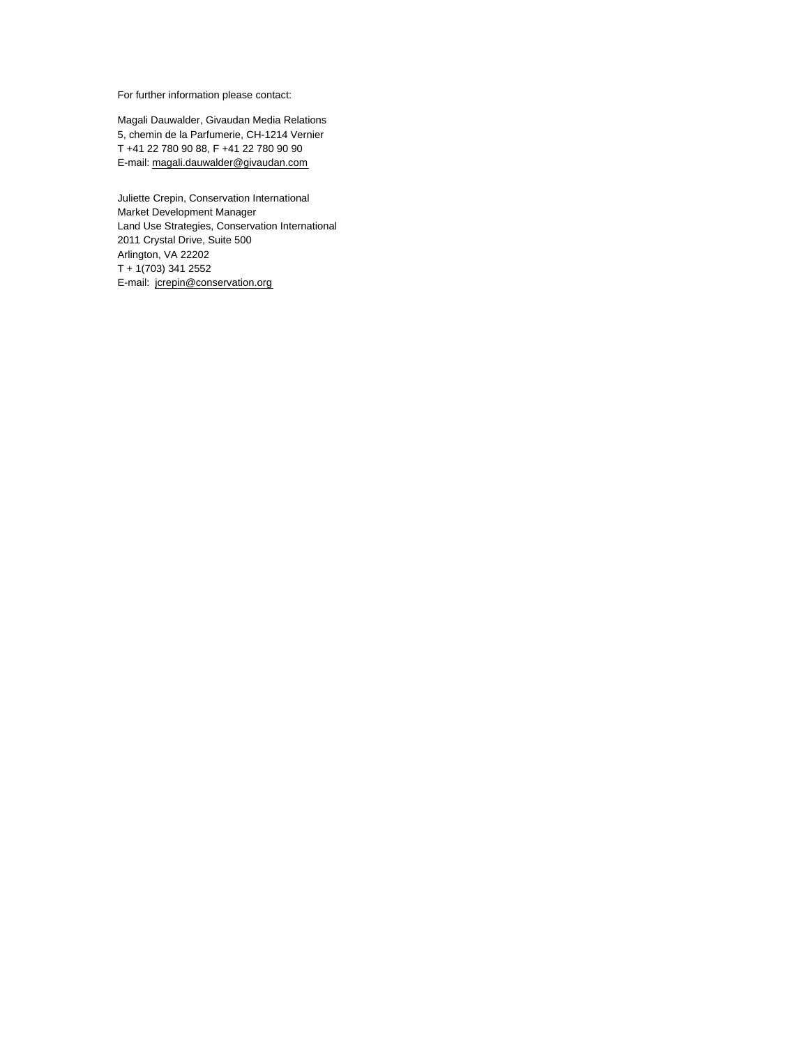For further information please contact:

Magali Dauwalder, Givaudan Media Relations
5, chemin de la Parfumerie, CH-1214 Vernier
T +41 22 780 90 88, F +41 22 780 90 90
E-mail: magali.dauwalder@givaudan.com

Juliette Crepin, Conservation International
Market Development Manager
Land Use Strategies, Conservation International
2011 Crystal Drive, Suite 500
Arlington, VA 22202
T + 1(703) 341 2552
E-mail: jcrepin@conservation.org